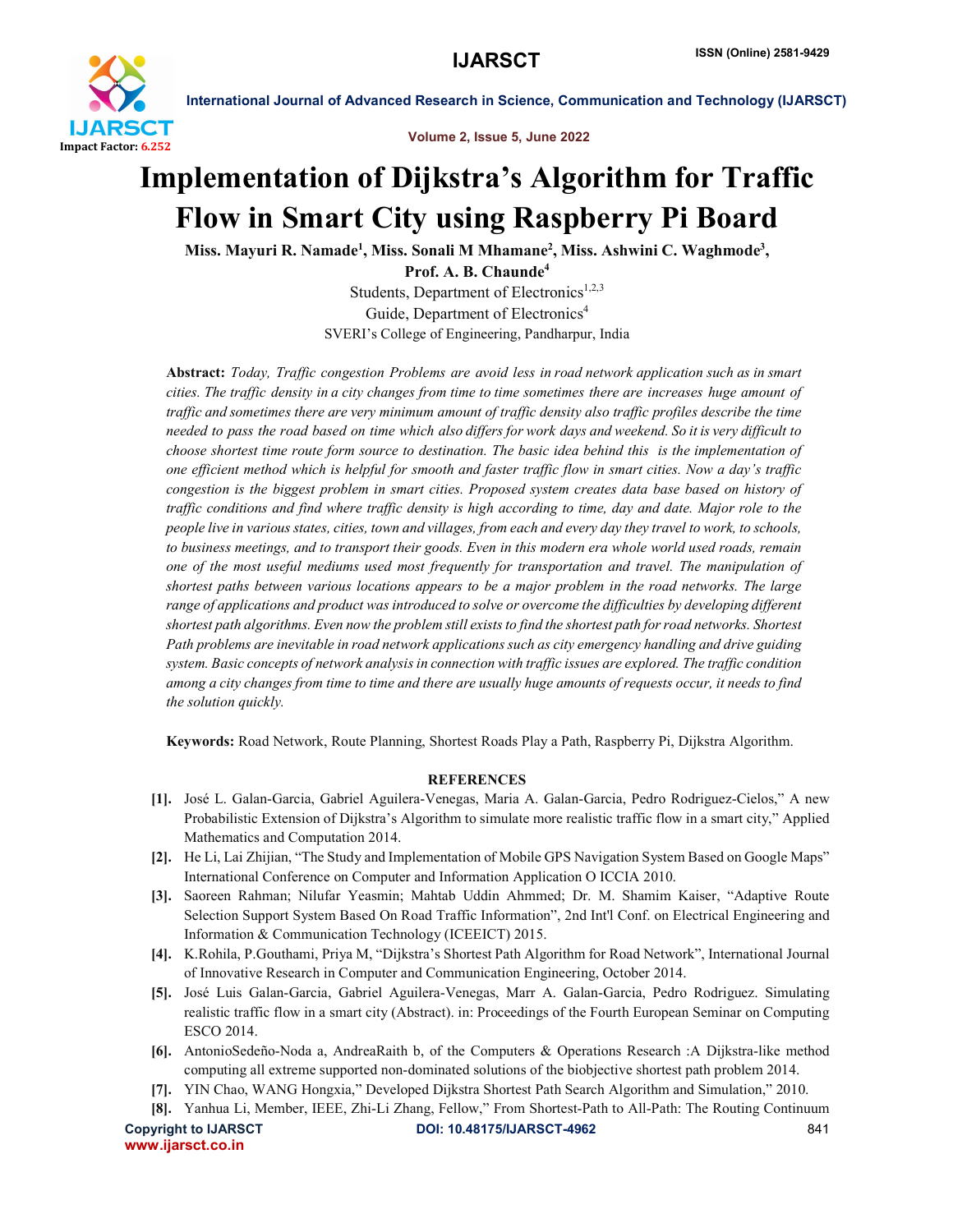# Implementation of Dijkstra's Algorithm for Traffic Flow in Smart City using Raspberry Pi Board

**Miss. Mayuri R. Namade[1], Miss. Sonali M Mhamane[2], Miss. Ashwini C. Waghmode[3], Prof. A. B. Chaunde[4]**

Students, Department of Electronics[1,2,3]

Guide, Department of Electronics[4]

SVERI's College of Engineering, Pandharpur, India

**Abstract:** *Today, Traffic congestion Problems are avoid less in road network application such as in smart cities. The traffic density in a city changes from time to time sometimes there are increases huge amount of traffic and sometimes there are very minimum amount of traffic density also traffic profiles describe the time needed to pass the road based on time which also differs for work days and weekend. So it is very difficult to choose shortest time route form source to destination. The basic idea behind this is the implementation of one efficient method which is helpful for smooth and faster traffic flow in smart cities. Now a day's traffic congestion is the biggest problem in smart cities. Proposed system creates data base based on history of traffic conditions and find where traffic density is high according to time, day and date. Major role to the people live in various states, cities, town and villages, from each and every day they travel to work, to schools, to business meetings, and to transport their goods. Even in this modern era whole world used roads, remain one of the most useful mediums used most frequently for transportation and travel. The manipulation of shortest paths between various locations appears to be a major problem in the road networks. The large range of applications and product was introduced to solve or overcome the difficulties by developing different shortest path algorithms. Even now the problem still exists to find the shortest path for road networks. Shortest Path problems are inevitable in road network applications such as city emergency handling and drive guiding system. Basic concepts of network analysis in connection with traffic issues are explored. The traffic condition among a city changes from time to time and there are usually huge amounts of requests occur, it needs to find the solution quickly.*

**Keywords:** Road Network, Route Planning, Shortest Roads Play a Path, Raspberry Pi, Dijkstra Algorithm.

## REFERENCES

[1]. José L. Galan-Garcia, Gabriel Aguilera-Venegas, Maria A. Galan-Garcia, Pedro Rodriguez-Cielos," A new Probabilistic Extension of Dijkstra's Algorithm to simulate more realistic traffic flow in a smart city," Applied Mathematics and Computation 2014.

[2]. He Li, Lai Zhijian, "The Study and Implementation of Mobile GPS Navigation System Based on Google Maps" International Conference on Computer and Information Application O ICCIA 2010.

[3]. Saoreen Rahman; Nilufar Yeasmin; Mahtab Uddin Ahmmed; Dr. M. Shamim Kaiser, "Adaptive Route Selection Support System Based On Road Traffic Information", 2nd Int'l Conf. on Electrical Engineering and Information & Communication Technology (ICEEICT) 2015.

[4]. K.Rohila, P.Gouthami, Priya M, "Dijkstra's Shortest Path Algorithm for Road Network", International Journal of Innovative Research in Computer and Communication Engineering, October 2014.

[5]. José Luis Galan-Garcia, Gabriel Aguilera-Venegas, Marr A. Galan-Garcia, Pedro Rodriguez. Simulating realistic traffic flow in a smart city (Abstract). in: Proceedings of the Fourth European Seminar on Computing ESCO 2014.

[6]. AntonioSedeño-Noda a, AndreaRaith b, of the Computers & Operations Research :A Dijkstra-like method computing all extreme supported non-dominated solutions of the biobjective shortest path problem 2014.

[7]. YIN Chao, WANG Hongxia," Developed Dijkstra Shortest Path Search Algorithm and Simulation," 2010.

[8]. Yanhua Li, Member, IEEE, Zhi-Li Zhang, Fellow," From Shortest-Path to All-Path: The Routing Continuum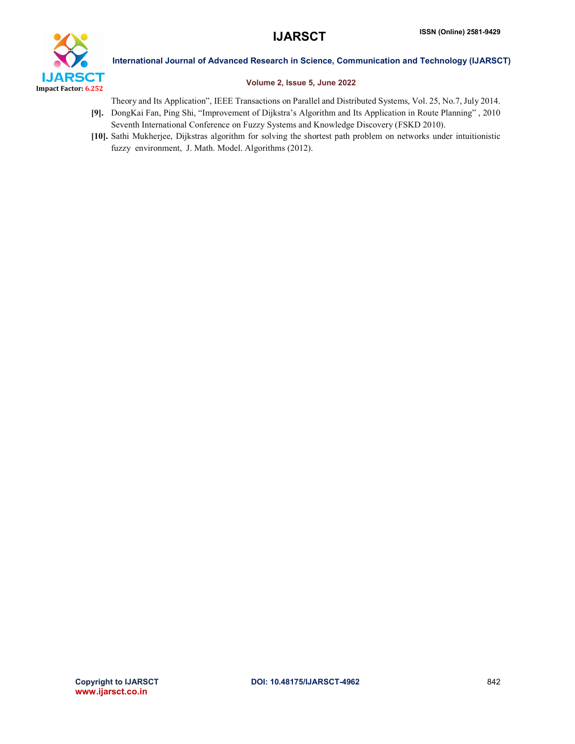Theory and Its Application", IEEE Transactions on Parallel and Distributed Systems, Vol. 25, No.7, July 2014.

[9]. DongKai Fan, Ping Shi, "Improvement of Dijkstra's Algorithm and Its Application in Route Planning" , 2010 Seventh International Conference on Fuzzy Systems and Knowledge Discovery (FSKD 2010).

[10]. Sathi Mukherjee, Dijkstras algorithm for solving the shortest path problem on networks under intuitionistic fuzzy environment, J. Math. Model. Algorithms (2012).